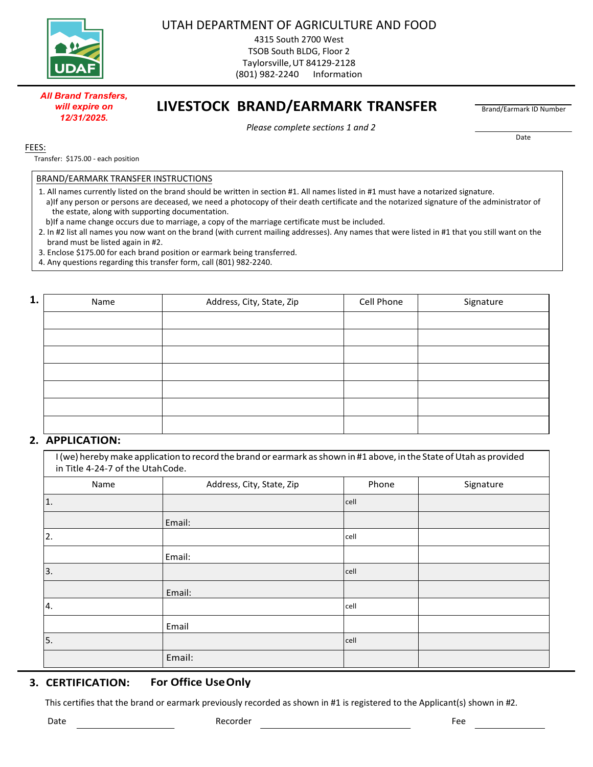UDAF

# UTAH DEPARTMENT OF AGRICULTURE AND FOOD

4315 South 2700 West
TSOB South BLDG, Floor 2
Taylorsville, UT 84129-2128
(801) 982-2240 Information

***All Brand Transfers, will expire on 12/31/2025.***

## LIVESTOCK BRAND/EARMARK TRANSFER

*Please complete sections 1 and 2*

Brand/Earmark ID Number ____________

Date ____________

FEES:

Transfer: $175.00 - each position

**BRAND/EARMARK TRANSFER INSTRUCTIONS**

1. All names currently listed on the brand should be written in section #1. All names listed in #1 must have a notarized signature.
   a) If any person or persons are deceased, we need a photocopy of their death certificate and the notarized signature of the administrator of the estate, along with supporting documentation.
   b) If a name change occurs due to marriage, a copy of the marriage certificate must be included.
2. In #2 list all names you now want on the brand (with current mailing addresses). Any names that were listed in #1 that you still want on the brand must be listed again in #2.
3. Enclose $175.00 for each brand position or earmark being transferred.
4. Any questions regarding this transfer form, call (801) 982-2240.

**1.**

| Name | Address, City, State, Zip | Cell Phone | Signature |
|---|---|---|---|
| | | | |
| | | | |
| | | | |
| | | | |
| | | | |
| | | | |
| | | | |

**2. APPLICATION:**

I (we) hereby make application to record the brand or earmark as shown in #1 above, in the State of Utah as provided in Title 4-24-7 of the Utah Code.

| Name | Address, City, State, Zip | Phone | Signature |
|---|---|---|---|
| 1. | | cell | |
| | Email: | | |
| 2. | | cell | |
| | Email: | | |
| 3. | | cell | |
| | Email: | | |
| 4. | | cell | |
| | Email | | |
| 5. | | cell | |
| | Email: | | |

**3. CERTIFICATION: For Office Use Only**

This certifies that the brand or earmark previously recorded as shown in #1 is registered to the Applicant(s) shown in #2.

Date ____________ Recorder ____________ Fee ____________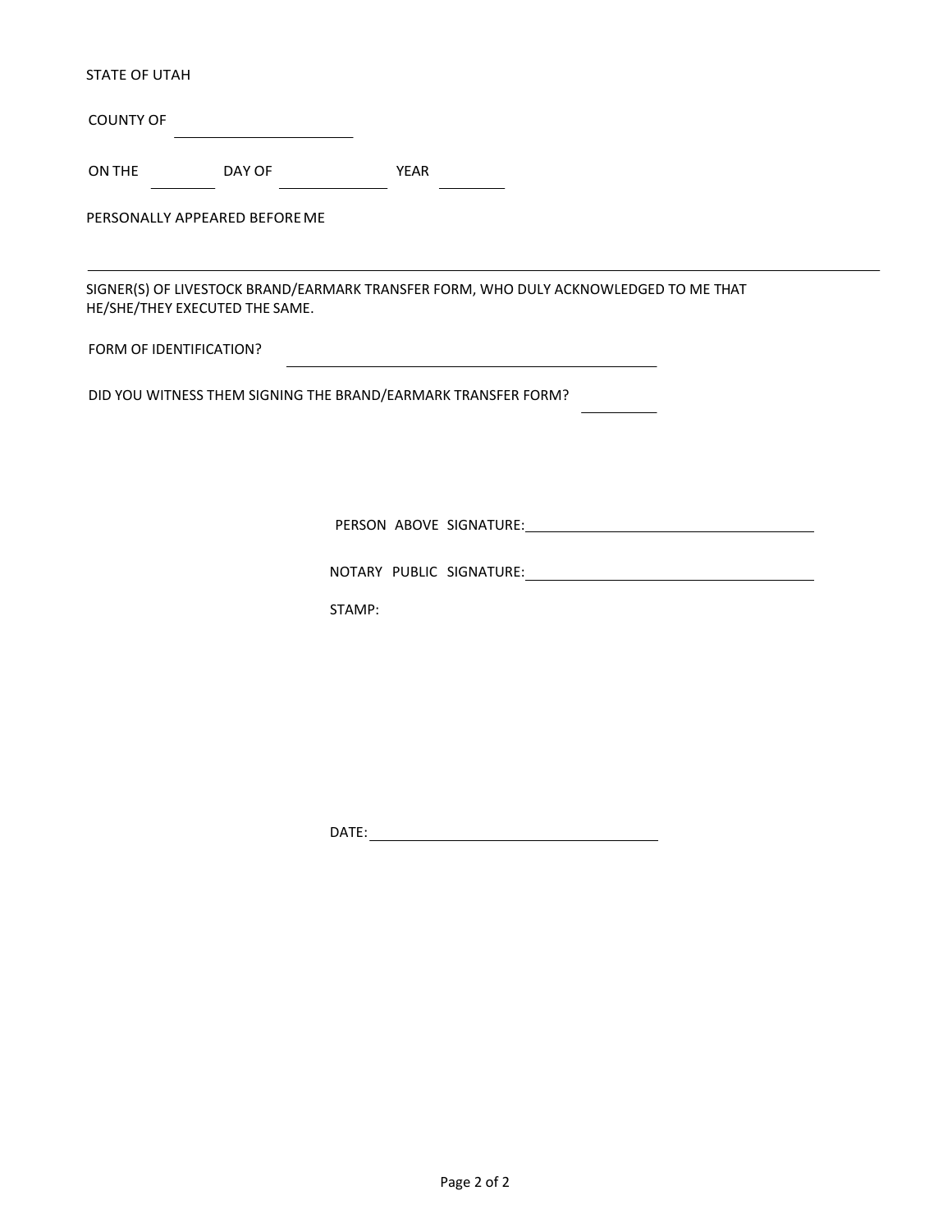STATE OF UTAH

COUNTY OF \_\_\_\_\_\_\_\_\_\_\_\_\_\_\_\_\_\_\_\_

ON THE \_\_\_\_\_\_\_\_ DAY OF \_\_\_\_\_\_\_\_\_\_\_\_ YEAR \_\_\_\_\_\_\_\_

PERSONALLY APPEARED BEFORE ME

\_\_\_\_\_\_\_\_\_\_\_\_\_\_\_\_\_\_\_\_\_\_\_\_\_\_\_\_\_\_\_\_\_\_\_\_\_\_\_\_\_\_\_\_\_\_\_\_\_\_\_\_\_\_\_\_\_\_\_\_\_\_\_\_\_\_\_\_\_\_

SIGNER(S) OF LIVESTOCK BRAND/EARMARK TRANSFER FORM, WHO DULY ACKNOWLEDGED TO ME THAT HE/SHE/THEY EXECUTED THE SAME.

FORM OF IDENTIFICATION? \_\_\_\_\_\_\_\_\_\_\_\_\_\_\_\_\_\_\_\_\_\_\_\_\_\_\_\_\_\_\_\_\_\_\_\_\_\_\_\_

DID YOU WITNESS THEM SIGNING THE BRAND/EARMARK TRANSFER FORM? \_\_\_\_\_\_\_\_

PERSON ABOVE SIGNATURE: \_\_\_\_\_\_\_\_\_\_\_\_\_\_\_\_\_\_\_\_\_\_\_\_\_\_\_\_\_\_\_\_\_\_

NOTARY PUBLIC SIGNATURE: \_\_\_\_\_\_\_\_\_\_\_\_\_\_\_\_\_\_\_\_\_\_\_\_\_\_\_\_\_\_\_\_\_\_

STAMP:

DATE: \_\_\_\_\_\_\_\_\_\_\_\_\_\_\_\_\_\_\_\_\_\_\_\_\_\_\_\_\_\_\_\_\_\_